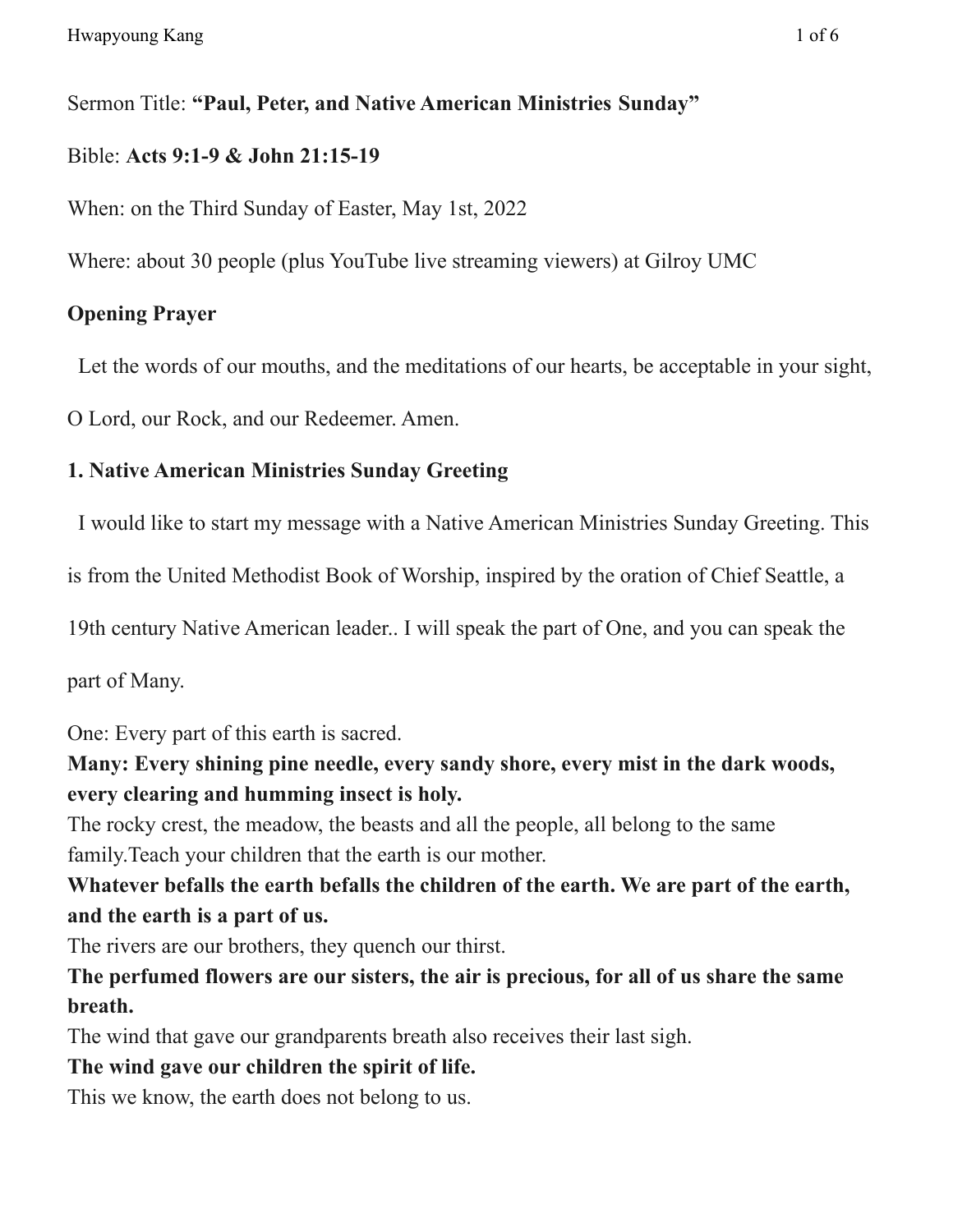Sermon Title: **"Paul, Peter, and Native American Ministries Sunday"**

Bible: **Acts 9:1-9 & John 21:15-19**

When: on the Third Sunday of Easter, May 1st, 2022

Where: about 30 people (plus YouTube live streaming viewers) at Gilroy UMC

**Opening Prayer**

Let the words of our mouths, and the meditations of our hearts, be acceptable in your sight, O Lord, our Rock, and our Redeemer. Amen.

**1. Native American Ministries Sunday Greeting**

I would like to start my message with a Native American Ministries Sunday Greeting. This is from the United Methodist Book of Worship, inspired by the oration of Chief Seattle, a 19th century Native American leader.. I will speak the part of One, and you can speak the part of Many.

One: Every part of this earth is sacred.

**Many: Every shining pine needle, every sandy shore, every mist in the dark woods, every clearing and humming insect is holy.**

The rocky crest, the meadow, the beasts and all the people, all belong to the same family.Teach your children that the earth is our mother.

**Whatever befalls the earth befalls the children of the earth. We are part of the earth, and the earth is a part of us.**

The rivers are our brothers, they quench our thirst.

**The perfumed flowers are our sisters, the air is precious, for all of us share the same breath.**

The wind that gave our grandparents breath also receives their last sigh.

**The wind gave our children the spirit of life.**

This we know, the earth does not belong to us.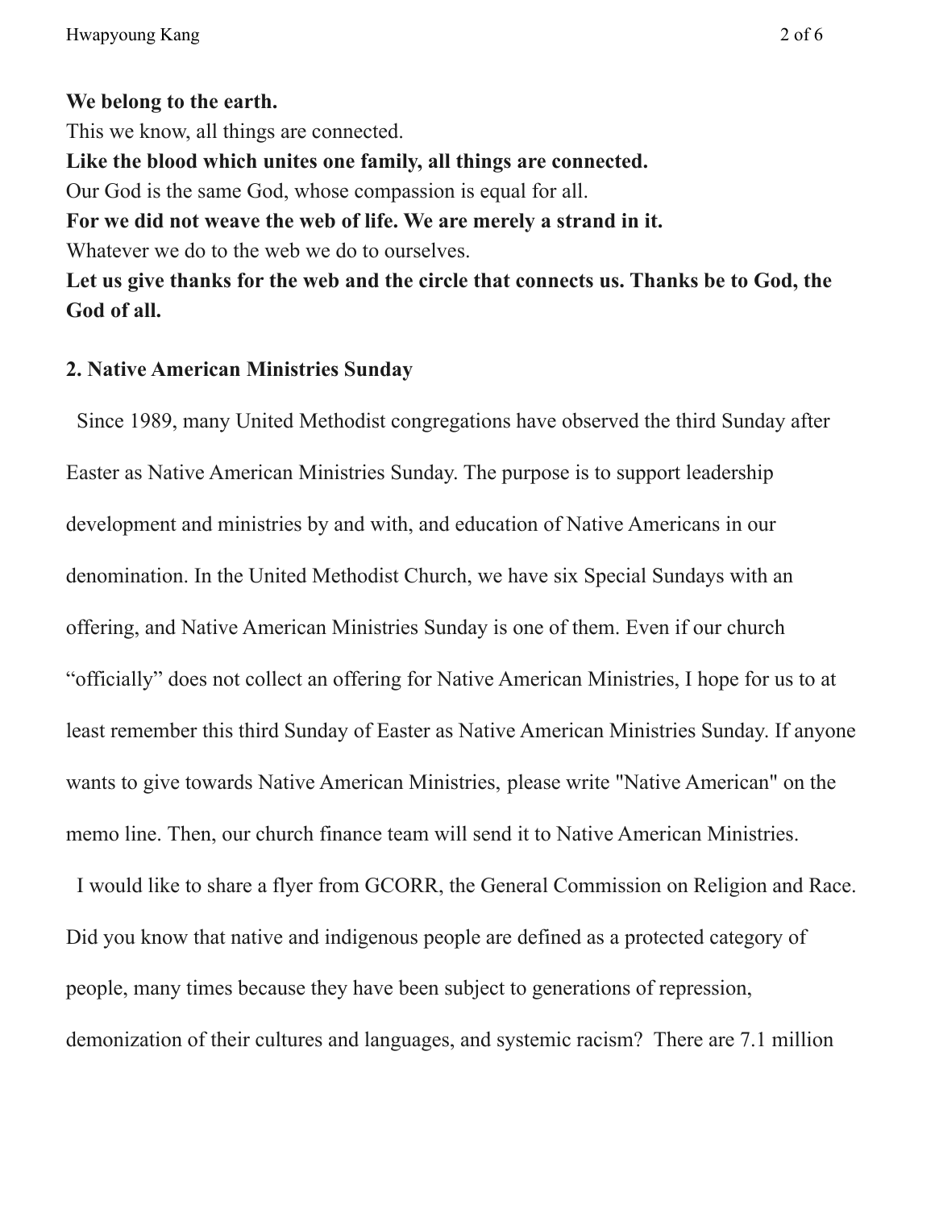**We belong to the earth.**
This we know, all things are connected.
**Like the blood which unites one family, all things are connected.**
Our God is the same God, whose compassion is equal for all.
**For we did not weave the web of life. We are merely a strand in it.**
Whatever we do to the web we do to ourselves.
**Let us give thanks for the web and the circle that connects us. Thanks be to God, the God of all.**

**2. Native American Ministries Sunday**

Since 1989, many United Methodist congregations have observed the third Sunday after Easter as Native American Ministries Sunday. The purpose is to support leadership development and ministries by and with, and education of Native Americans in our denomination. In the United Methodist Church, we have six Special Sundays with an offering, and Native American Ministries Sunday is one of them. Even if our church "officially" does not collect an offering for Native American Ministries, I hope for us to at least remember this third Sunday of Easter as Native American Ministries Sunday. If anyone wants to give towards Native American Ministries, please write "Native American" on the memo line. Then, our church finance team will send it to Native American Ministries.

I would like to share a flyer from GCORR, the General Commission on Religion and Race. Did you know that native and indigenous people are defined as a protected category of people, many times because they have been subject to generations of repression, demonization of their cultures and languages, and systemic racism? There are 7.1 million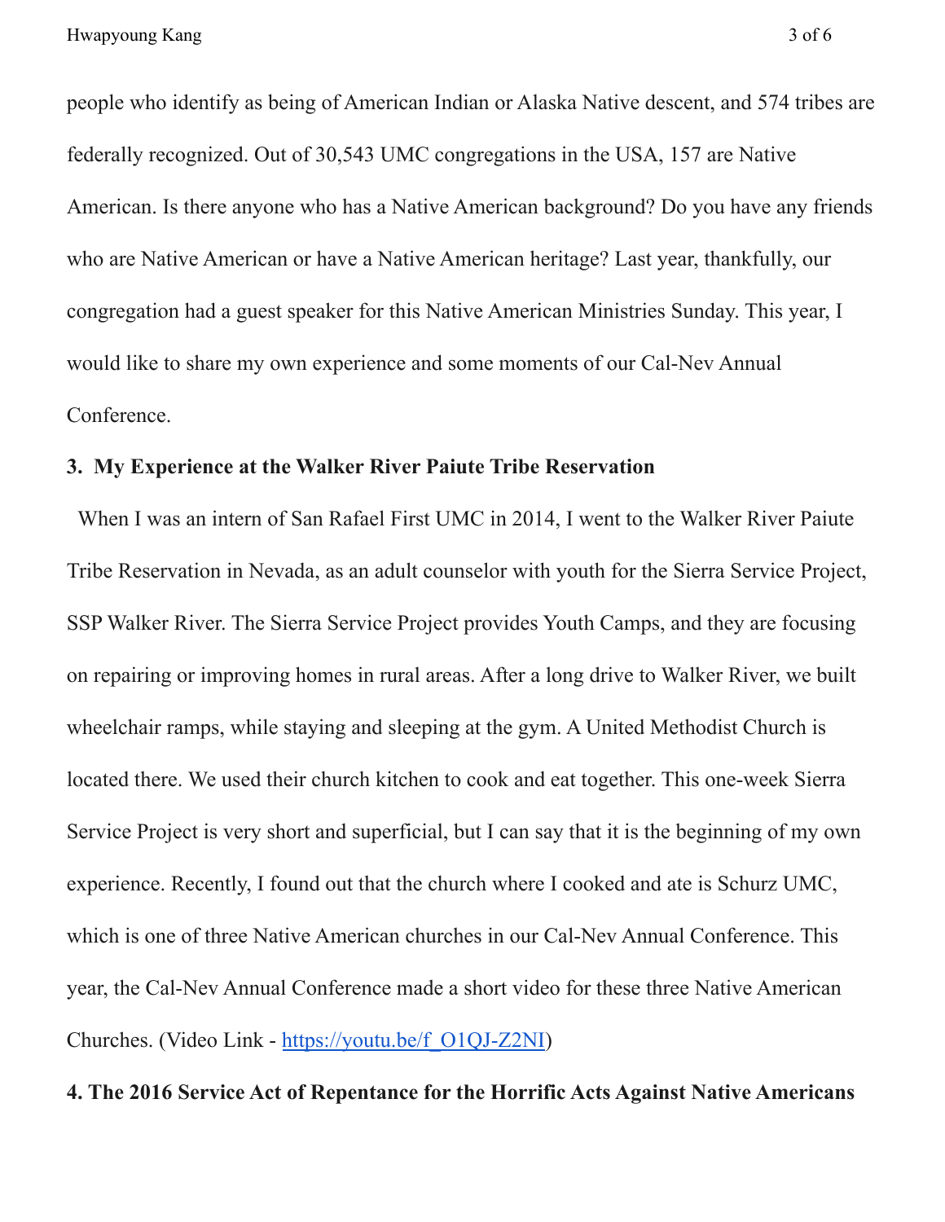people who identify as being of American Indian or Alaska Native descent, and 574 tribes are federally recognized. Out of 30,543 UMC congregations in the USA, 157 are Native American. Is there anyone who has a Native American background? Do you have any friends who are Native American or have a Native American heritage? Last year, thankfully, our congregation had a guest speaker for this Native American Ministries Sunday. This year, I would like to share my own experience and some moments of our Cal-Nev Annual Conference.

**3. My Experience at the Walker River Paiute Tribe Reservation**

When I was an intern of San Rafael First UMC in 2014, I went to the Walker River Paiute Tribe Reservation in Nevada, as an adult counselor with youth for the Sierra Service Project, SSP Walker River. The Sierra Service Project provides Youth Camps, and they are focusing on repairing or improving homes in rural areas. After a long drive to Walker River, we built wheelchair ramps, while staying and sleeping at the gym. A United Methodist Church is located there. We used their church kitchen to cook and eat together. This one-week Sierra Service Project is very short and superficial, but I can say that it is the beginning of my own experience. Recently, I found out that the church where I cooked and ate is Schurz UMC, which is one of three Native American churches in our Cal-Nev Annual Conference. This year, the Cal-Nev Annual Conference made a short video for these three Native American Churches. (Video Link - [https://youtu.be/f_O1QJ-Z2NI](https://youtu.be/f_O1QJ-Z2NI))

**4. The 2016 Service Act of Repentance for the Horrific Acts Against Native Americans**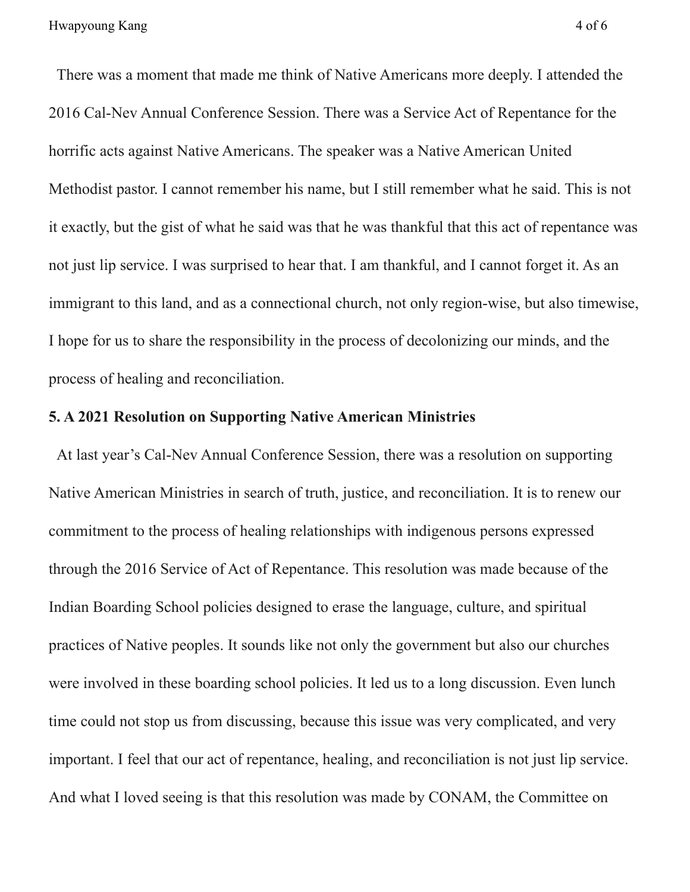There was a moment that made me think of Native Americans more deeply. I attended the 2016 Cal-Nev Annual Conference Session. There was a Service Act of Repentance for the horrific acts against Native Americans. The speaker was a Native American United Methodist pastor. I cannot remember his name, but I still remember what he said. This is not it exactly, but the gist of what he said was that he was thankful that this act of repentance was not just lip service. I was surprised to hear that. I am thankful, and I cannot forget it. As an immigrant to this land, and as a connectional church, not only region-wise, but also timewise, I hope for us to share the responsibility in the process of decolonizing our minds, and the process of healing and reconciliation.

**5. A 2021 Resolution on Supporting Native American Ministries**

At last year's Cal-Nev Annual Conference Session, there was a resolution on supporting Native American Ministries in search of truth, justice, and reconciliation. It is to renew our commitment to the process of healing relationships with indigenous persons expressed through the 2016 Service of Act of Repentance. This resolution was made because of the Indian Boarding School policies designed to erase the language, culture, and spiritual practices of Native peoples. It sounds like not only the government but also our churches were involved in these boarding school policies. It led us to a long discussion. Even lunch time could not stop us from discussing, because this issue was very complicated, and very important. I feel that our act of repentance, healing, and reconciliation is not just lip service. And what I loved seeing is that this resolution was made by CONAM, the Committee on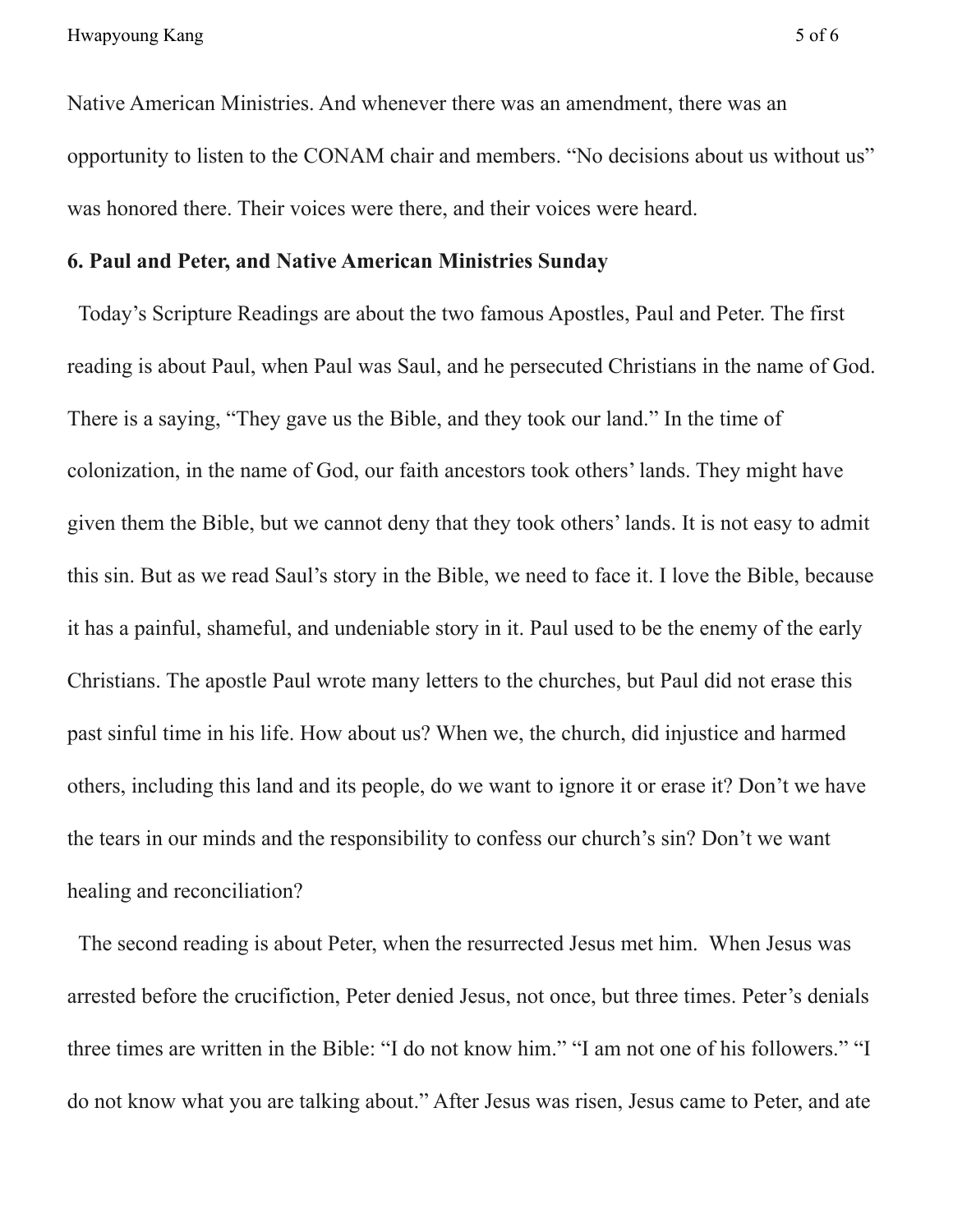Native American Ministries. And whenever there was an amendment, there was an opportunity to listen to the CONAM chair and members. “No decisions about us without us” was honored there. Their voices were there, and their voices were heard.

**6. Paul and Peter, and Native American Ministries Sunday**

Today’s Scripture Readings are about the two famous Apostles, Paul and Peter. The first reading is about Paul, when Paul was Saul, and he persecuted Christians in the name of God. There is a saying, “They gave us the Bible, and they took our land.” In the time of colonization, in the name of God, our faith ancestors took others’ lands. They might have given them the Bible, but we cannot deny that they took others’ lands. It is not easy to admit this sin. But as we read Saul’s story in the Bible, we need to face it. I love the Bible, because it has a painful, shameful, and undeniable story in it. Paul used to be the enemy of the early Christians. The apostle Paul wrote many letters to the churches, but Paul did not erase this past sinful time in his life. How about us? When we, the church, did injustice and harmed others, including this land and its people, do we want to ignore it or erase it? Don’t we have the tears in our minds and the responsibility to confess our church’s sin? Don’t we want healing and reconciliation?

The second reading is about Peter, when the resurrected Jesus met him. When Jesus was arrested before the crucifiction, Peter denied Jesus, not once, but three times. Peter’s denials three times are written in the Bible: “I do not know him.” “I am not one of his followers.” “I do not know what you are talking about.” After Jesus was risen, Jesus came to Peter, and ate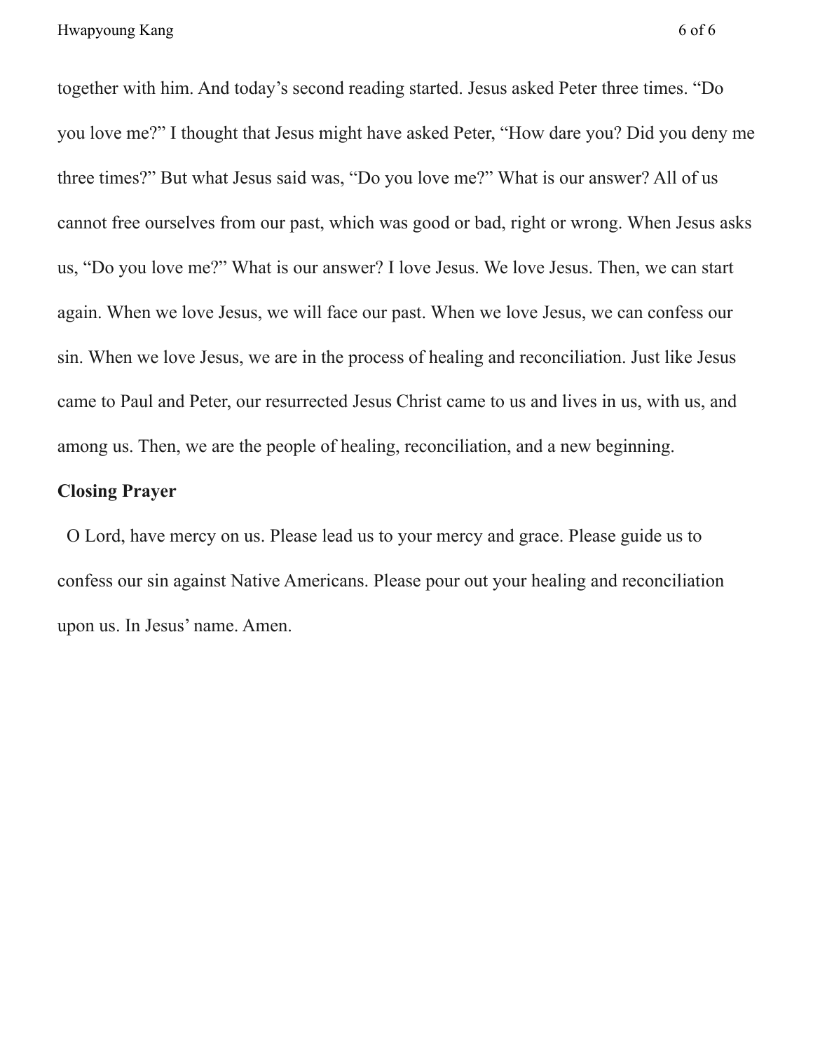together with him. And today's second reading started. Jesus asked Peter three times. "Do you love me?" I thought that Jesus might have asked Peter, "How dare you? Did you deny me three times?" But what Jesus said was, "Do you love me?" What is our answer? All of us cannot free ourselves from our past, which was good or bad, right or wrong. When Jesus asks us, "Do you love me?" What is our answer? I love Jesus. We love Jesus. Then, we can start again. When we love Jesus, we will face our past. When we love Jesus, we can confess our sin. When we love Jesus, we are in the process of healing and reconciliation. Just like Jesus came to Paul and Peter, our resurrected Jesus Christ came to us and lives in us, with us, and among us. Then, we are the people of healing, reconciliation, and a new beginning.

**Closing Prayer**

O Lord, have mercy on us. Please lead us to your mercy and grace. Please guide us to confess our sin against Native Americans. Please pour out your healing and reconciliation upon us. In Jesus' name. Amen.